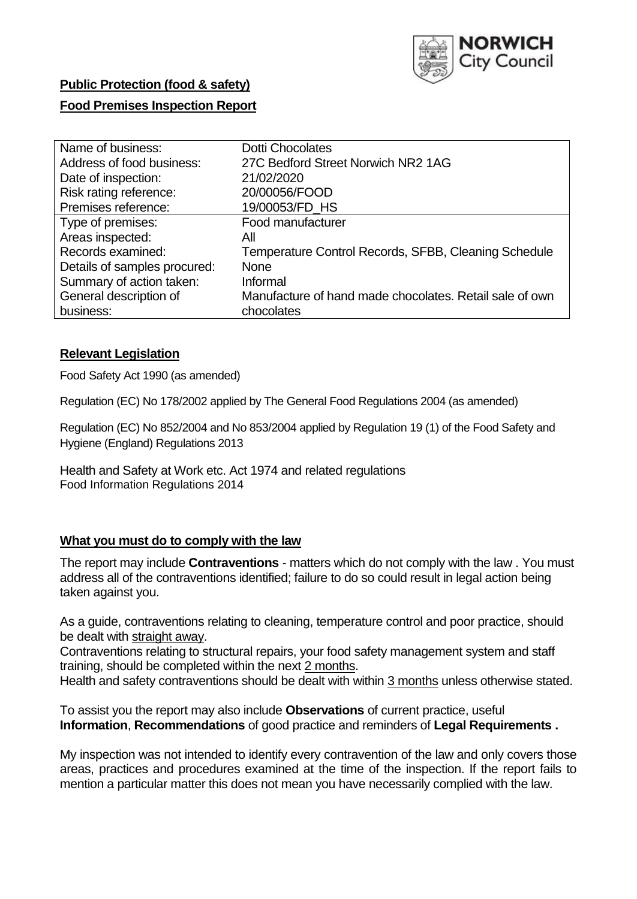**Public Protection (food & safety)**

**Food Premises Inspection Report**

| Name of business: | Dotti Chocolates |
|---|---|
| Address of food business: | 27C Bedford Street Norwich NR2 1AG |
| Date of inspection: | 21/02/2020 |
| Risk rating reference: | 20/00056/FOOD |
| Premises reference: | 19/00053/FD_HS |
| Type of premises: | Food manufacturer |
| Areas inspected: | All |
| Records examined: | Temperature Control Records, SFBB, Cleaning Schedule |
| Details of samples procured: | None |
| Summary of action taken: | Informal |
| General description of business: | Manufacture of hand made chocolates. Retail sale of own chocolates |

## Relevant Legislation

Food Safety Act 1990 (as amended)

Regulation (EC) No 178/2002 applied by The General Food Regulations 2004 (as amended)

Regulation (EC) No 852/2004 and No 853/2004 applied by Regulation 19 (1) of the Food Safety and Hygiene (England) Regulations 2013

Health and Safety at Work etc. Act 1974 and related regulations
Food Information Regulations 2014

## What you must do to comply with the law

The report may include **Contraventions** - matters which do not comply with the law . You must address all of the contraventions identified; failure to do so could result in legal action being taken against you.

As a guide, contraventions relating to cleaning, temperature control and poor practice, should be dealt with straight away.
Contraventions relating to structural repairs, your food safety management system and staff training, should be completed within the next 2 months.
Health and safety contraventions should be dealt with within 3 months unless otherwise stated.

To assist you the report may also include **Observations** of current practice, useful **Information**, **Recommendations** of good practice and reminders of **Legal Requirements .**

My inspection was not intended to identify every contravention of the law and only covers those areas, practices and procedures examined at the time of the inspection. If the report fails to mention a particular matter this does not mean you have necessarily complied with the law.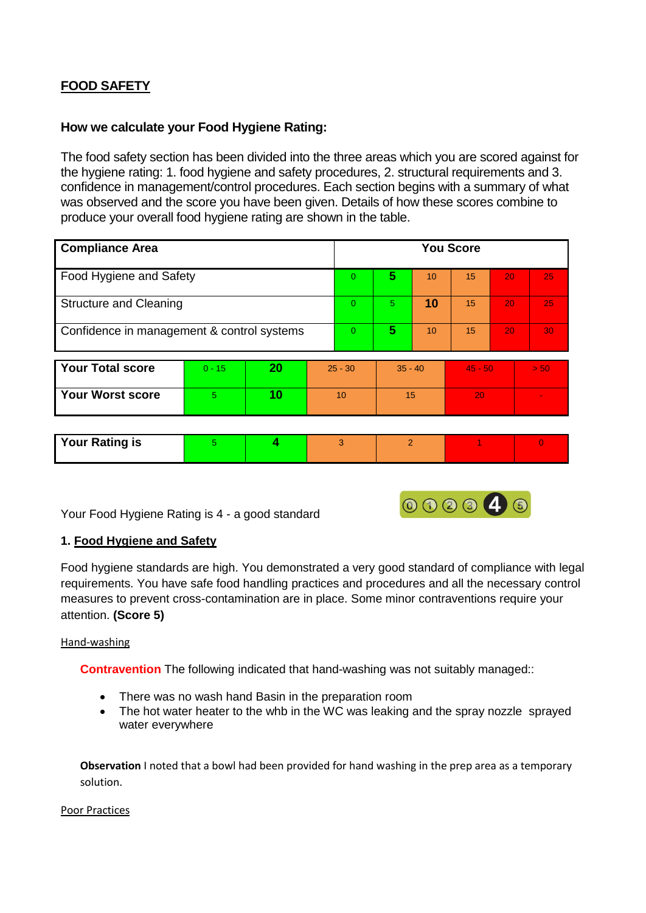## FOOD SAFETY

### How we calculate your Food Hygiene Rating:

The food safety section has been divided into the three areas which you are scored against for the hygiene rating: 1. food hygiene and safety procedures, 2. structural requirements and 3. confidence in management/control procedures. Each section begins with a summary of what was observed and the score you have been given. Details of how these scores combine to produce your overall food hygiene rating are shown in the table.

| Compliance Area | You Score | | | | | |
|---|---|---|---|---|---|---|
| Food Hygiene and Safety | 0 | **5** | 10 | 15 | 20 | 25 |
| Structure and Cleaning | 0 | 5 | **10** | 15 | 20 | 25 |
| Confidence in management & control systems | 0 | **5** | 10 | 15 | 20 | 30 |

| | | | | | | |
|---|---|---|---|---|---|---|
| **Your Total score** | 0 - 15 | **20** | 25 - 30 | 35 - 40 | 45 - 50 | > 50 |
| **Your Worst score** | 5 | **10** | 10 | 15 | 20 | - |

| | | | | | | |
|---|---|---|---|---|---|---|
| **Your Rating is** | 5 | **4** | 3 | 2 | 1 | 0 |

Your Food Hygiene Rating is 4 - a good standard

### 1. Food Hygiene and Safety

Food hygiene standards are high. You demonstrated a very good standard of compliance with legal requirements. You have safe food handling practices and procedures and all the necessary control measures to prevent cross-contamination are in place. Some minor contraventions require your attention. **(Score 5)**

#### Hand-washing

**Contravention** The following indicated that hand-washing was not suitably managed::

- There was no wash hand Basin in the preparation room
- The hot water heater to the whb in the WC was leaking and the spray nozzle sprayed water everywhere

**Observation** I noted that a bowl had been provided for hand washing in the prep area as a temporary solution.

#### Poor Practices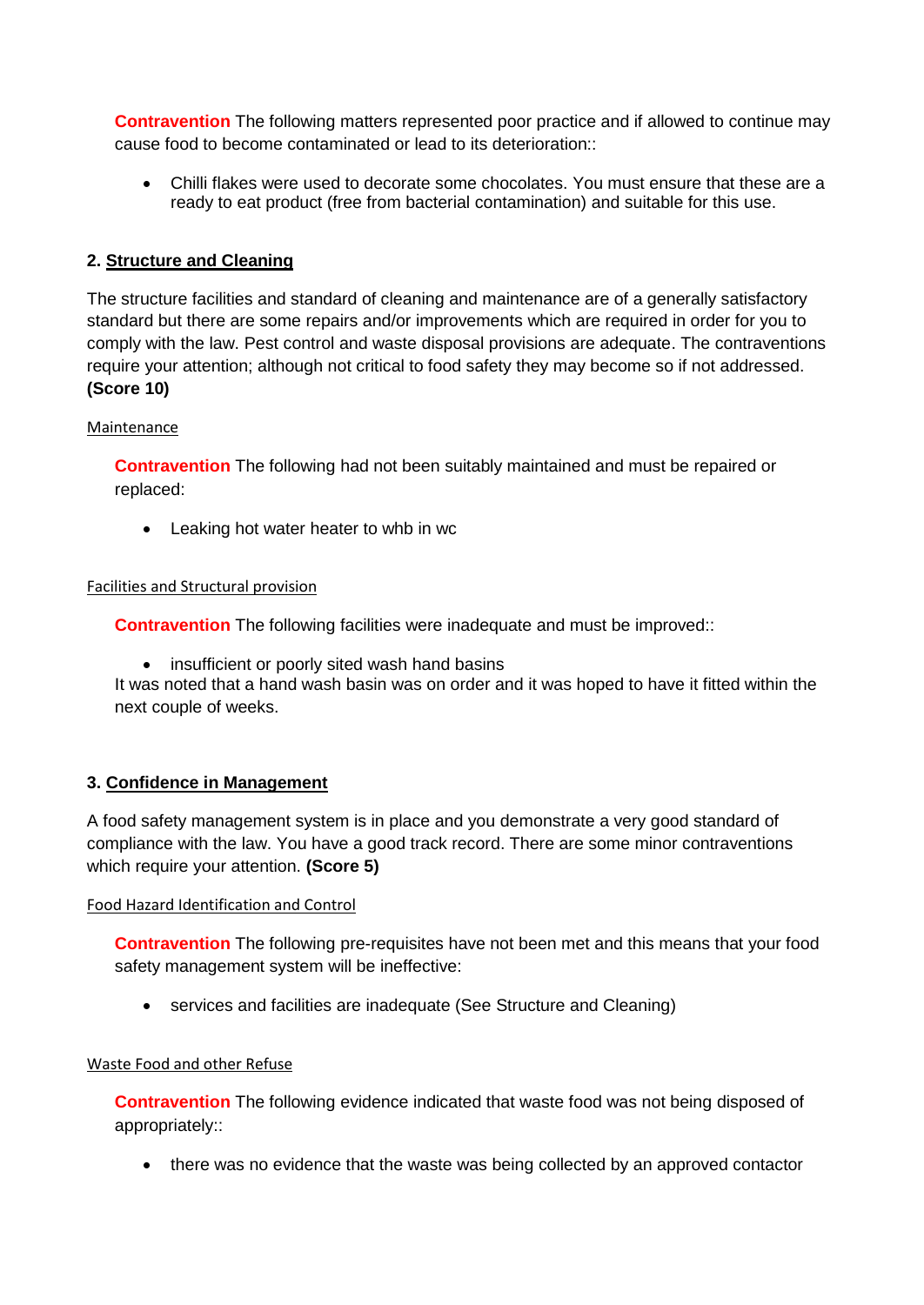**Contravention** The following matters represented poor practice and if allowed to continue may cause food to become contaminated or lead to its deterioration::

- Chilli flakes were used to decorate some chocolates. You must ensure that these are a ready to eat product (free from bacterial contamination) and suitable for this use.

## 2. Structure and Cleaning

The structure facilities and standard of cleaning and maintenance are of a generally satisfactory standard but there are some repairs and/or improvements which are required in order for you to comply with the law. Pest control and waste disposal provisions are adequate. The contraventions require your attention; although not critical to food safety they may become so if not addressed. **(Score 10)**

### Maintenance

**Contravention** The following had not been suitably maintained and must be repaired or replaced:

- Leaking hot water heater to whb in wc

### Facilities and Structural provision

**Contravention** The following facilities were inadequate and must be improved::

- insufficient or poorly sited wash hand basins

It was noted that a hand wash basin was on order and it was hoped to have it fitted within the next couple of weeks.

## 3. Confidence in Management

A food safety management system is in place and you demonstrate a very good standard of compliance with the law. You have a good track record. There are some minor contraventions which require your attention. **(Score 5)**

### Food Hazard Identification and Control

**Contravention** The following pre-requisites have not been met and this means that your food safety management system will be ineffective:

- services and facilities are inadequate (See Structure and Cleaning)

### Waste Food and other Refuse

**Contravention** The following evidence indicated that waste food was not being disposed of appropriately::

- there was no evidence that the waste was being collected by an approved contactor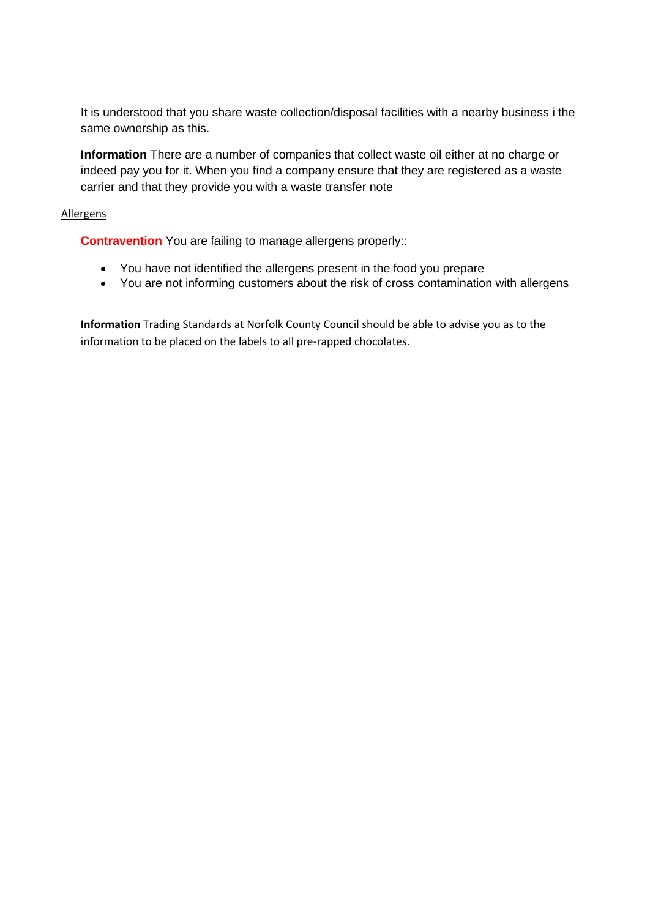It is understood that you share waste collection/disposal facilities with a nearby business i the same ownership as this.

**Information** There are a number of companies that collect waste oil either at no charge or indeed pay you for it. When you find a company ensure that they are registered as a waste carrier and that they provide you with a waste transfer note

Allergens

**Contravention** You are failing to manage allergens properly::

- You have not identified the allergens present in the food you prepare
- You are not informing customers about the risk of cross contamination with allergens

**Information** Trading Standards at Norfolk County Council should be able to advise you as to the information to be placed on the labels to all pre-rapped chocolates.